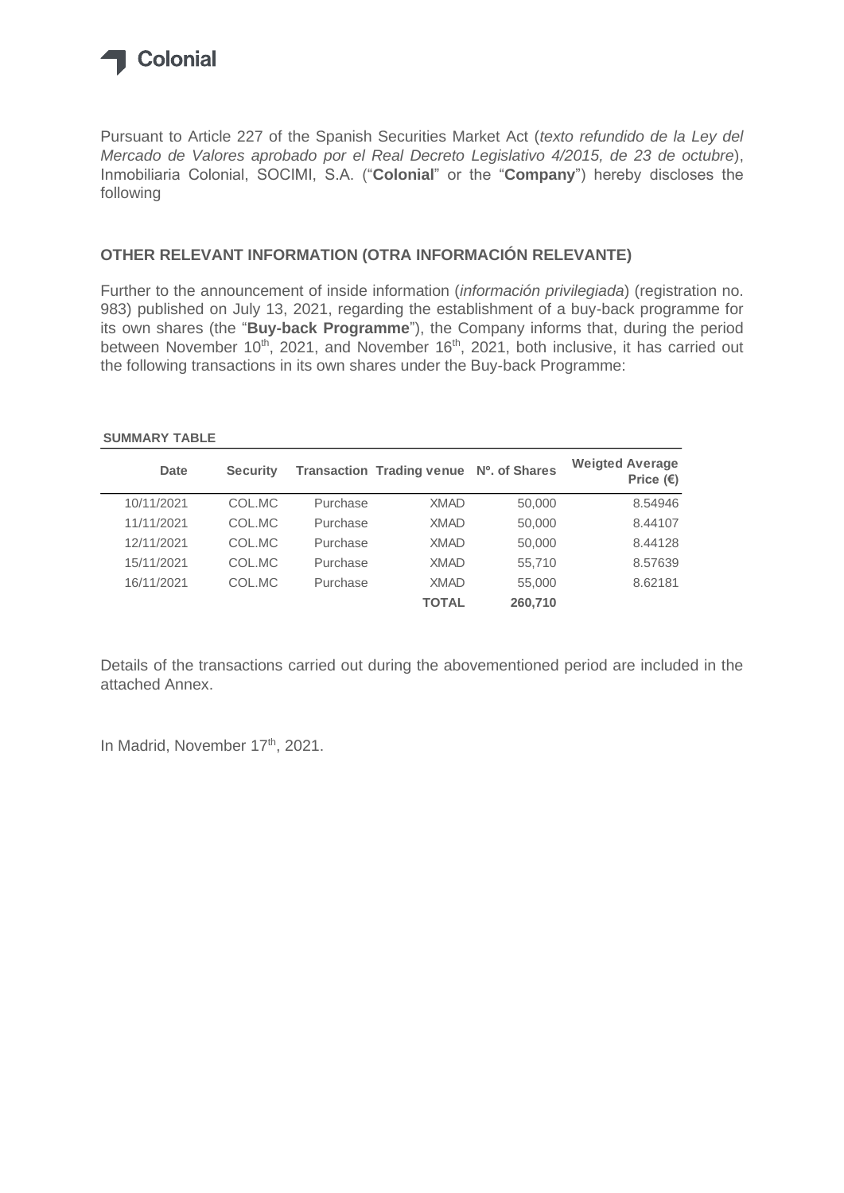Colonial

Pursuant to Article 227 of the Spanish Securities Market Act (*texto refundido de la Ley del Mercado de Valores aprobado por el Real Decreto Legislativo 4/2015, de 23 de octubre*), Inmobiliaria Colonial, SOCIMI, S.A. ("**Colonial**" or the "**Company**") hereby discloses the following

## OTHER RELEVANT INFORMATION (OTRA INFORMACIÓN RELEVANTE)

Further to the announcement of inside information (*información privilegiada*) (registration no. 983) published on July 13, 2021, regarding the establishment of a buy-back programme for its own shares (the "**Buy-back Programme**"), the Company informs that, during the period between November 10th, 2021, and November 16th, 2021, both inclusive, it has carried out the following transactions in its own shares under the Buy-back Programme:

**SUMMARY TABLE**

| Date | Security | Transaction | Trading venue | Nº. of Shares | Weigted Average Price (€) |
|---|---|---|---|---|---|
| 10/11/2021 | COL.MC | Purchase | XMAD | 50,000 | 8.54946 |
| 11/11/2021 | COL.MC | Purchase | XMAD | 50,000 | 8.44107 |
| 12/11/2021 | COL.MC | Purchase | XMAD | 50,000 | 8.44128 |
| 15/11/2021 | COL.MC | Purchase | XMAD | 55,710 | 8.57639 |
| 16/11/2021 | COL.MC | Purchase | XMAD | 55,000 | 8.62181 |
| | | | **TOTAL** | **260,710** | |

Details of the transactions carried out during the abovementioned period are included in the attached Annex.

In Madrid, November 17th, 2021.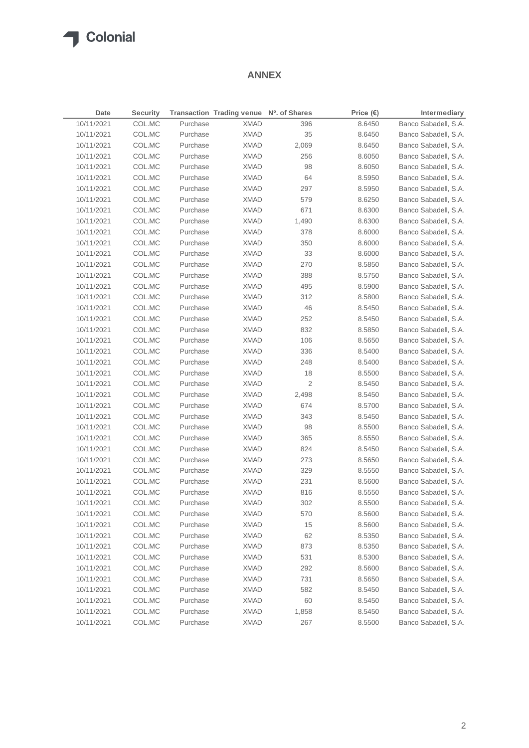## ANNEX

| Date | Security | Transaction | Trading venue | Nº. of Shares | Price (€) | Intermediary |
|---|---|---|---|---|---|---|
| 10/11/2021 | COL.MC | Purchase | XMAD | 396 | 8.6450 | Banco Sabadell, S.A. |
| 10/11/2021 | COL.MC | Purchase | XMAD | 35 | 8.6450 | Banco Sabadell, S.A. |
| 10/11/2021 | COL.MC | Purchase | XMAD | 2,069 | 8.6450 | Banco Sabadell, S.A. |
| 10/11/2021 | COL.MC | Purchase | XMAD | 256 | 8.6050 | Banco Sabadell, S.A. |
| 10/11/2021 | COL.MC | Purchase | XMAD | 98 | 8.6050 | Banco Sabadell, S.A. |
| 10/11/2021 | COL.MC | Purchase | XMAD | 64 | 8.5950 | Banco Sabadell, S.A. |
| 10/11/2021 | COL.MC | Purchase | XMAD | 297 | 8.5950 | Banco Sabadell, S.A. |
| 10/11/2021 | COL.MC | Purchase | XMAD | 579 | 8.6250 | Banco Sabadell, S.A. |
| 10/11/2021 | COL.MC | Purchase | XMAD | 671 | 8.6300 | Banco Sabadell, S.A. |
| 10/11/2021 | COL.MC | Purchase | XMAD | 1,490 | 8.6300 | Banco Sabadell, S.A. |
| 10/11/2021 | COL.MC | Purchase | XMAD | 378 | 8.6000 | Banco Sabadell, S.A. |
| 10/11/2021 | COL.MC | Purchase | XMAD | 350 | 8.6000 | Banco Sabadell, S.A. |
| 10/11/2021 | COL.MC | Purchase | XMAD | 33 | 8.6000 | Banco Sabadell, S.A. |
| 10/11/2021 | COL.MC | Purchase | XMAD | 270 | 8.5850 | Banco Sabadell, S.A. |
| 10/11/2021 | COL.MC | Purchase | XMAD | 388 | 8.5750 | Banco Sabadell, S.A. |
| 10/11/2021 | COL.MC | Purchase | XMAD | 495 | 8.5900 | Banco Sabadell, S.A. |
| 10/11/2021 | COL.MC | Purchase | XMAD | 312 | 8.5800 | Banco Sabadell, S.A. |
| 10/11/2021 | COL.MC | Purchase | XMAD | 46 | 8.5450 | Banco Sabadell, S.A. |
| 10/11/2021 | COL.MC | Purchase | XMAD | 252 | 8.5450 | Banco Sabadell, S.A. |
| 10/11/2021 | COL.MC | Purchase | XMAD | 832 | 8.5850 | Banco Sabadell, S.A. |
| 10/11/2021 | COL.MC | Purchase | XMAD | 106 | 8.5650 | Banco Sabadell, S.A. |
| 10/11/2021 | COL.MC | Purchase | XMAD | 336 | 8.5400 | Banco Sabadell, S.A. |
| 10/11/2021 | COL.MC | Purchase | XMAD | 248 | 8.5400 | Banco Sabadell, S.A. |
| 10/11/2021 | COL.MC | Purchase | XMAD | 18 | 8.5500 | Banco Sabadell, S.A. |
| 10/11/2021 | COL.MC | Purchase | XMAD | 2 | 8.5450 | Banco Sabadell, S.A. |
| 10/11/2021 | COL.MC | Purchase | XMAD | 2,498 | 8.5450 | Banco Sabadell, S.A. |
| 10/11/2021 | COL.MC | Purchase | XMAD | 674 | 8.5700 | Banco Sabadell, S.A. |
| 10/11/2021 | COL.MC | Purchase | XMAD | 343 | 8.5450 | Banco Sabadell, S.A. |
| 10/11/2021 | COL.MC | Purchase | XMAD | 98 | 8.5500 | Banco Sabadell, S.A. |
| 10/11/2021 | COL.MC | Purchase | XMAD | 365 | 8.5550 | Banco Sabadell, S.A. |
| 10/11/2021 | COL.MC | Purchase | XMAD | 824 | 8.5450 | Banco Sabadell, S.A. |
| 10/11/2021 | COL.MC | Purchase | XMAD | 273 | 8.5650 | Banco Sabadell, S.A. |
| 10/11/2021 | COL.MC | Purchase | XMAD | 329 | 8.5550 | Banco Sabadell, S.A. |
| 10/11/2021 | COL.MC | Purchase | XMAD | 231 | 8.5600 | Banco Sabadell, S.A. |
| 10/11/2021 | COL.MC | Purchase | XMAD | 816 | 8.5550 | Banco Sabadell, S.A. |
| 10/11/2021 | COL.MC | Purchase | XMAD | 302 | 8.5500 | Banco Sabadell, S.A. |
| 10/11/2021 | COL.MC | Purchase | XMAD | 570 | 8.5600 | Banco Sabadell, S.A. |
| 10/11/2021 | COL.MC | Purchase | XMAD | 15 | 8.5600 | Banco Sabadell, S.A. |
| 10/11/2021 | COL.MC | Purchase | XMAD | 62 | 8.5350 | Banco Sabadell, S.A. |
| 10/11/2021 | COL.MC | Purchase | XMAD | 873 | 8.5350 | Banco Sabadell, S.A. |
| 10/11/2021 | COL.MC | Purchase | XMAD | 531 | 8.5300 | Banco Sabadell, S.A. |
| 10/11/2021 | COL.MC | Purchase | XMAD | 292 | 8.5600 | Banco Sabadell, S.A. |
| 10/11/2021 | COL.MC | Purchase | XMAD | 731 | 8.5650 | Banco Sabadell, S.A. |
| 10/11/2021 | COL.MC | Purchase | XMAD | 582 | 8.5450 | Banco Sabadell, S.A. |
| 10/11/2021 | COL.MC | Purchase | XMAD | 60 | 8.5450 | Banco Sabadell, S.A. |
| 10/11/2021 | COL.MC | Purchase | XMAD | 1,858 | 8.5450 | Banco Sabadell, S.A. |
| 10/11/2021 | COL.MC | Purchase | XMAD | 267 | 8.5500 | Banco Sabadell, S.A. |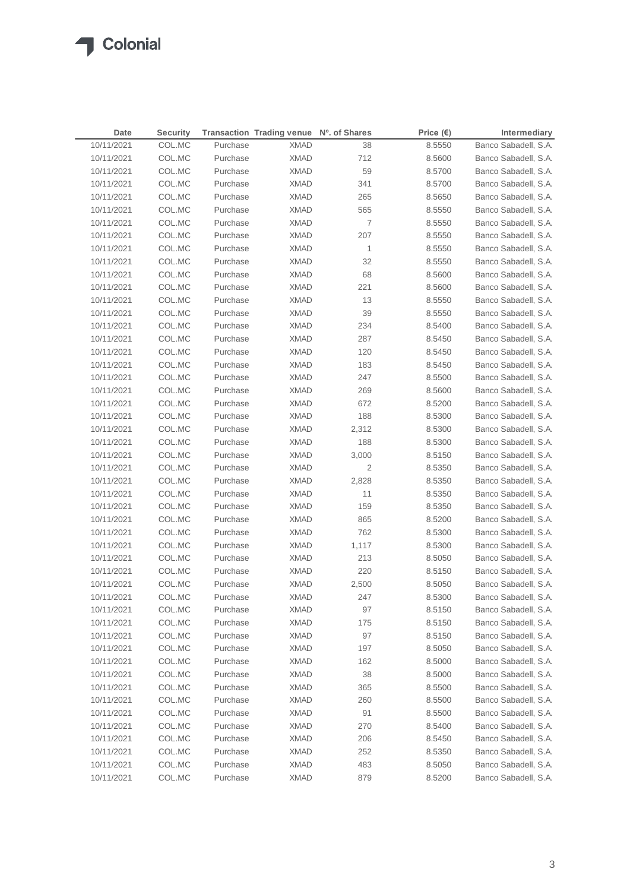| Date | Security | Transaction | Trading venue | Nº. of Shares | Price (€) | Intermediary |
|---|---|---|---|---|---|---|
| 10/11/2021 | COL.MC | Purchase | XMAD | 38 | 8.5550 | Banco Sabadell, S.A. |
| 10/11/2021 | COL.MC | Purchase | XMAD | 712 | 8.5600 | Banco Sabadell, S.A. |
| 10/11/2021 | COL.MC | Purchase | XMAD | 59 | 8.5700 | Banco Sabadell, S.A. |
| 10/11/2021 | COL.MC | Purchase | XMAD | 341 | 8.5700 | Banco Sabadell, S.A. |
| 10/11/2021 | COL.MC | Purchase | XMAD | 265 | 8.5650 | Banco Sabadell, S.A. |
| 10/11/2021 | COL.MC | Purchase | XMAD | 565 | 8.5550 | Banco Sabadell, S.A. |
| 10/11/2021 | COL.MC | Purchase | XMAD | 7 | 8.5550 | Banco Sabadell, S.A. |
| 10/11/2021 | COL.MC | Purchase | XMAD | 207 | 8.5550 | Banco Sabadell, S.A. |
| 10/11/2021 | COL.MC | Purchase | XMAD | 1 | 8.5550 | Banco Sabadell, S.A. |
| 10/11/2021 | COL.MC | Purchase | XMAD | 32 | 8.5550 | Banco Sabadell, S.A. |
| 10/11/2021 | COL.MC | Purchase | XMAD | 68 | 8.5600 | Banco Sabadell, S.A. |
| 10/11/2021 | COL.MC | Purchase | XMAD | 221 | 8.5600 | Banco Sabadell, S.A. |
| 10/11/2021 | COL.MC | Purchase | XMAD | 13 | 8.5550 | Banco Sabadell, S.A. |
| 10/11/2021 | COL.MC | Purchase | XMAD | 39 | 8.5550 | Banco Sabadell, S.A. |
| 10/11/2021 | COL.MC | Purchase | XMAD | 234 | 8.5400 | Banco Sabadell, S.A. |
| 10/11/2021 | COL.MC | Purchase | XMAD | 287 | 8.5450 | Banco Sabadell, S.A. |
| 10/11/2021 | COL.MC | Purchase | XMAD | 120 | 8.5450 | Banco Sabadell, S.A. |
| 10/11/2021 | COL.MC | Purchase | XMAD | 183 | 8.5450 | Banco Sabadell, S.A. |
| 10/11/2021 | COL.MC | Purchase | XMAD | 247 | 8.5500 | Banco Sabadell, S.A. |
| 10/11/2021 | COL.MC | Purchase | XMAD | 269 | 8.5600 | Banco Sabadell, S.A. |
| 10/11/2021 | COL.MC | Purchase | XMAD | 672 | 8.5200 | Banco Sabadell, S.A. |
| 10/11/2021 | COL.MC | Purchase | XMAD | 188 | 8.5300 | Banco Sabadell, S.A. |
| 10/11/2021 | COL.MC | Purchase | XMAD | 2,312 | 8.5300 | Banco Sabadell, S.A. |
| 10/11/2021 | COL.MC | Purchase | XMAD | 188 | 8.5300 | Banco Sabadell, S.A. |
| 10/11/2021 | COL.MC | Purchase | XMAD | 3,000 | 8.5150 | Banco Sabadell, S.A. |
| 10/11/2021 | COL.MC | Purchase | XMAD | 2 | 8.5350 | Banco Sabadell, S.A. |
| 10/11/2021 | COL.MC | Purchase | XMAD | 2,828 | 8.5350 | Banco Sabadell, S.A. |
| 10/11/2021 | COL.MC | Purchase | XMAD | 11 | 8.5350 | Banco Sabadell, S.A. |
| 10/11/2021 | COL.MC | Purchase | XMAD | 159 | 8.5350 | Banco Sabadell, S.A. |
| 10/11/2021 | COL.MC | Purchase | XMAD | 865 | 8.5200 | Banco Sabadell, S.A. |
| 10/11/2021 | COL.MC | Purchase | XMAD | 762 | 8.5300 | Banco Sabadell, S.A. |
| 10/11/2021 | COL.MC | Purchase | XMAD | 1,117 | 8.5300 | Banco Sabadell, S.A. |
| 10/11/2021 | COL.MC | Purchase | XMAD | 213 | 8.5050 | Banco Sabadell, S.A. |
| 10/11/2021 | COL.MC | Purchase | XMAD | 220 | 8.5150 | Banco Sabadell, S.A. |
| 10/11/2021 | COL.MC | Purchase | XMAD | 2,500 | 8.5050 | Banco Sabadell, S.A. |
| 10/11/2021 | COL.MC | Purchase | XMAD | 247 | 8.5300 | Banco Sabadell, S.A. |
| 10/11/2021 | COL.MC | Purchase | XMAD | 97 | 8.5150 | Banco Sabadell, S.A. |
| 10/11/2021 | COL.MC | Purchase | XMAD | 175 | 8.5150 | Banco Sabadell, S.A. |
| 10/11/2021 | COL.MC | Purchase | XMAD | 97 | 8.5150 | Banco Sabadell, S.A. |
| 10/11/2021 | COL.MC | Purchase | XMAD | 197 | 8.5050 | Banco Sabadell, S.A. |
| 10/11/2021 | COL.MC | Purchase | XMAD | 162 | 8.5000 | Banco Sabadell, S.A. |
| 10/11/2021 | COL.MC | Purchase | XMAD | 38 | 8.5000 | Banco Sabadell, S.A. |
| 10/11/2021 | COL.MC | Purchase | XMAD | 365 | 8.5500 | Banco Sabadell, S.A. |
| 10/11/2021 | COL.MC | Purchase | XMAD | 260 | 8.5500 | Banco Sabadell, S.A. |
| 10/11/2021 | COL.MC | Purchase | XMAD | 91 | 8.5500 | Banco Sabadell, S.A. |
| 10/11/2021 | COL.MC | Purchase | XMAD | 270 | 8.5400 | Banco Sabadell, S.A. |
| 10/11/2021 | COL.MC | Purchase | XMAD | 206 | 8.5450 | Banco Sabadell, S.A. |
| 10/11/2021 | COL.MC | Purchase | XMAD | 252 | 8.5350 | Banco Sabadell, S.A. |
| 10/11/2021 | COL.MC | Purchase | XMAD | 483 | 8.5050 | Banco Sabadell, S.A. |
| 10/11/2021 | COL.MC | Purchase | XMAD | 879 | 8.5200 | Banco Sabadell, S.A. |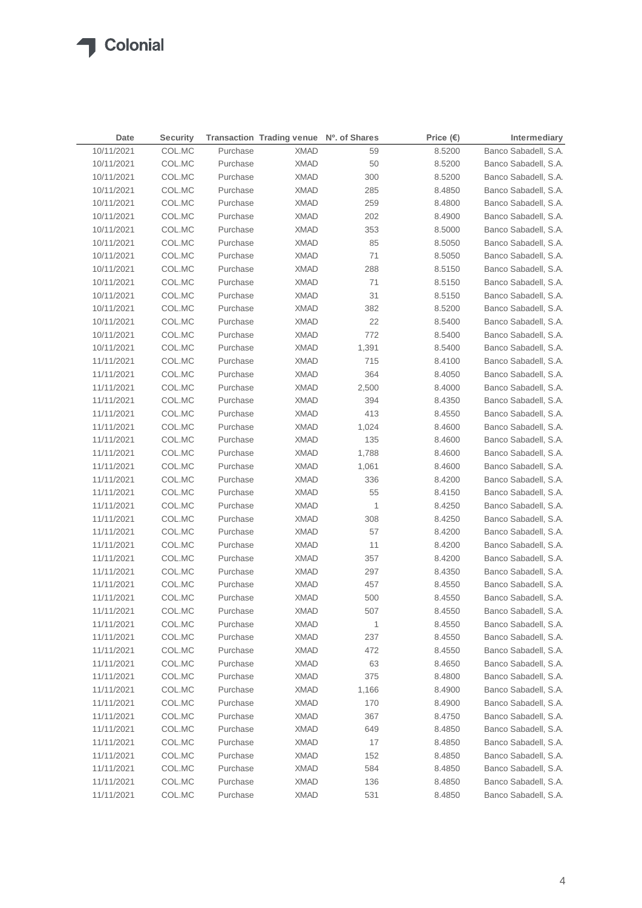| Date | Security | Transaction | Trading venue | Nº. of Shares | Price (€) | Intermediary |
|---|---|---|---|---|---|---|
| 10/11/2021 | COL.MC | Purchase | XMAD | 59 | 8.5200 | Banco Sabadell, S.A. |
| 10/11/2021 | COL.MC | Purchase | XMAD | 50 | 8.5200 | Banco Sabadell, S.A. |
| 10/11/2021 | COL.MC | Purchase | XMAD | 300 | 8.5200 | Banco Sabadell, S.A. |
| 10/11/2021 | COL.MC | Purchase | XMAD | 285 | 8.4850 | Banco Sabadell, S.A. |
| 10/11/2021 | COL.MC | Purchase | XMAD | 259 | 8.4800 | Banco Sabadell, S.A. |
| 10/11/2021 | COL.MC | Purchase | XMAD | 202 | 8.4900 | Banco Sabadell, S.A. |
| 10/11/2021 | COL.MC | Purchase | XMAD | 353 | 8.5000 | Banco Sabadell, S.A. |
| 10/11/2021 | COL.MC | Purchase | XMAD | 85 | 8.5050 | Banco Sabadell, S.A. |
| 10/11/2021 | COL.MC | Purchase | XMAD | 71 | 8.5050 | Banco Sabadell, S.A. |
| 10/11/2021 | COL.MC | Purchase | XMAD | 288 | 8.5150 | Banco Sabadell, S.A. |
| 10/11/2021 | COL.MC | Purchase | XMAD | 71 | 8.5150 | Banco Sabadell, S.A. |
| 10/11/2021 | COL.MC | Purchase | XMAD | 31 | 8.5150 | Banco Sabadell, S.A. |
| 10/11/2021 | COL.MC | Purchase | XMAD | 382 | 8.5200 | Banco Sabadell, S.A. |
| 10/11/2021 | COL.MC | Purchase | XMAD | 22 | 8.5400 | Banco Sabadell, S.A. |
| 10/11/2021 | COL.MC | Purchase | XMAD | 772 | 8.5400 | Banco Sabadell, S.A. |
| 10/11/2021 | COL.MC | Purchase | XMAD | 1,391 | 8.5400 | Banco Sabadell, S.A. |
| 11/11/2021 | COL.MC | Purchase | XMAD | 715 | 8.4100 | Banco Sabadell, S.A. |
| 11/11/2021 | COL.MC | Purchase | XMAD | 364 | 8.4050 | Banco Sabadell, S.A. |
| 11/11/2021 | COL.MC | Purchase | XMAD | 2,500 | 8.4000 | Banco Sabadell, S.A. |
| 11/11/2021 | COL.MC | Purchase | XMAD | 394 | 8.4350 | Banco Sabadell, S.A. |
| 11/11/2021 | COL.MC | Purchase | XMAD | 413 | 8.4550 | Banco Sabadell, S.A. |
| 11/11/2021 | COL.MC | Purchase | XMAD | 1,024 | 8.4600 | Banco Sabadell, S.A. |
| 11/11/2021 | COL.MC | Purchase | XMAD | 135 | 8.4600 | Banco Sabadell, S.A. |
| 11/11/2021 | COL.MC | Purchase | XMAD | 1,788 | 8.4600 | Banco Sabadell, S.A. |
| 11/11/2021 | COL.MC | Purchase | XMAD | 1,061 | 8.4600 | Banco Sabadell, S.A. |
| 11/11/2021 | COL.MC | Purchase | XMAD | 336 | 8.4200 | Banco Sabadell, S.A. |
| 11/11/2021 | COL.MC | Purchase | XMAD | 55 | 8.4150 | Banco Sabadell, S.A. |
| 11/11/2021 | COL.MC | Purchase | XMAD | 1 | 8.4250 | Banco Sabadell, S.A. |
| 11/11/2021 | COL.MC | Purchase | XMAD | 308 | 8.4250 | Banco Sabadell, S.A. |
| 11/11/2021 | COL.MC | Purchase | XMAD | 57 | 8.4200 | Banco Sabadell, S.A. |
| 11/11/2021 | COL.MC | Purchase | XMAD | 11 | 8.4200 | Banco Sabadell, S.A. |
| 11/11/2021 | COL.MC | Purchase | XMAD | 357 | 8.4200 | Banco Sabadell, S.A. |
| 11/11/2021 | COL.MC | Purchase | XMAD | 297 | 8.4350 | Banco Sabadell, S.A. |
| 11/11/2021 | COL.MC | Purchase | XMAD | 457 | 8.4550 | Banco Sabadell, S.A. |
| 11/11/2021 | COL.MC | Purchase | XMAD | 500 | 8.4550 | Banco Sabadell, S.A. |
| 11/11/2021 | COL.MC | Purchase | XMAD | 507 | 8.4550 | Banco Sabadell, S.A. |
| 11/11/2021 | COL.MC | Purchase | XMAD | 1 | 8.4550 | Banco Sabadell, S.A. |
| 11/11/2021 | COL.MC | Purchase | XMAD | 237 | 8.4550 | Banco Sabadell, S.A. |
| 11/11/2021 | COL.MC | Purchase | XMAD | 472 | 8.4550 | Banco Sabadell, S.A. |
| 11/11/2021 | COL.MC | Purchase | XMAD | 63 | 8.4650 | Banco Sabadell, S.A. |
| 11/11/2021 | COL.MC | Purchase | XMAD | 375 | 8.4800 | Banco Sabadell, S.A. |
| 11/11/2021 | COL.MC | Purchase | XMAD | 1,166 | 8.4900 | Banco Sabadell, S.A. |
| 11/11/2021 | COL.MC | Purchase | XMAD | 170 | 8.4900 | Banco Sabadell, S.A. |
| 11/11/2021 | COL.MC | Purchase | XMAD | 367 | 8.4750 | Banco Sabadell, S.A. |
| 11/11/2021 | COL.MC | Purchase | XMAD | 649 | 8.4850 | Banco Sabadell, S.A. |
| 11/11/2021 | COL.MC | Purchase | XMAD | 17 | 8.4850 | Banco Sabadell, S.A. |
| 11/11/2021 | COL.MC | Purchase | XMAD | 152 | 8.4850 | Banco Sabadell, S.A. |
| 11/11/2021 | COL.MC | Purchase | XMAD | 584 | 8.4850 | Banco Sabadell, S.A. |
| 11/11/2021 | COL.MC | Purchase | XMAD | 136 | 8.4850 | Banco Sabadell, S.A. |
| 11/11/2021 | COL.MC | Purchase | XMAD | 531 | 8.4850 | Banco Sabadell, S.A. |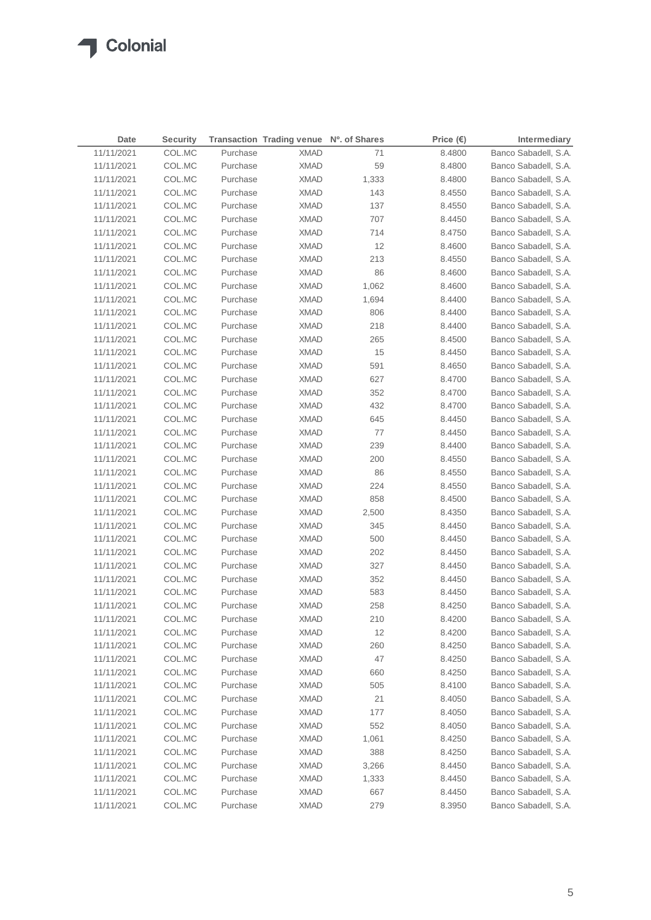| Date | Security | Transaction | Trading venue | Nº. of Shares | Price (€) | Intermediary |
|---|---|---|---|---|---|---|
| 11/11/2021 | COL.MC | Purchase | XMAD | 71 | 8.4800 | Banco Sabadell, S.A. |
| 11/11/2021 | COL.MC | Purchase | XMAD | 59 | 8.4800 | Banco Sabadell, S.A. |
| 11/11/2021 | COL.MC | Purchase | XMAD | 1,333 | 8.4800 | Banco Sabadell, S.A. |
| 11/11/2021 | COL.MC | Purchase | XMAD | 143 | 8.4550 | Banco Sabadell, S.A. |
| 11/11/2021 | COL.MC | Purchase | XMAD | 137 | 8.4550 | Banco Sabadell, S.A. |
| 11/11/2021 | COL.MC | Purchase | XMAD | 707 | 8.4450 | Banco Sabadell, S.A. |
| 11/11/2021 | COL.MC | Purchase | XMAD | 714 | 8.4750 | Banco Sabadell, S.A. |
| 11/11/2021 | COL.MC | Purchase | XMAD | 12 | 8.4600 | Banco Sabadell, S.A. |
| 11/11/2021 | COL.MC | Purchase | XMAD | 213 | 8.4550 | Banco Sabadell, S.A. |
| 11/11/2021 | COL.MC | Purchase | XMAD | 86 | 8.4600 | Banco Sabadell, S.A. |
| 11/11/2021 | COL.MC | Purchase | XMAD | 1,062 | 8.4600 | Banco Sabadell, S.A. |
| 11/11/2021 | COL.MC | Purchase | XMAD | 1,694 | 8.4400 | Banco Sabadell, S.A. |
| 11/11/2021 | COL.MC | Purchase | XMAD | 806 | 8.4400 | Banco Sabadell, S.A. |
| 11/11/2021 | COL.MC | Purchase | XMAD | 218 | 8.4400 | Banco Sabadell, S.A. |
| 11/11/2021 | COL.MC | Purchase | XMAD | 265 | 8.4500 | Banco Sabadell, S.A. |
| 11/11/2021 | COL.MC | Purchase | XMAD | 15 | 8.4450 | Banco Sabadell, S.A. |
| 11/11/2021 | COL.MC | Purchase | XMAD | 591 | 8.4650 | Banco Sabadell, S.A. |
| 11/11/2021 | COL.MC | Purchase | XMAD | 627 | 8.4700 | Banco Sabadell, S.A. |
| 11/11/2021 | COL.MC | Purchase | XMAD | 352 | 8.4700 | Banco Sabadell, S.A. |
| 11/11/2021 | COL.MC | Purchase | XMAD | 432 | 8.4700 | Banco Sabadell, S.A. |
| 11/11/2021 | COL.MC | Purchase | XMAD | 645 | 8.4450 | Banco Sabadell, S.A. |
| 11/11/2021 | COL.MC | Purchase | XMAD | 77 | 8.4450 | Banco Sabadell, S.A. |
| 11/11/2021 | COL.MC | Purchase | XMAD | 239 | 8.4400 | Banco Sabadell, S.A. |
| 11/11/2021 | COL.MC | Purchase | XMAD | 200 | 8.4550 | Banco Sabadell, S.A. |
| 11/11/2021 | COL.MC | Purchase | XMAD | 86 | 8.4550 | Banco Sabadell, S.A. |
| 11/11/2021 | COL.MC | Purchase | XMAD | 224 | 8.4550 | Banco Sabadell, S.A. |
| 11/11/2021 | COL.MC | Purchase | XMAD | 858 | 8.4500 | Banco Sabadell, S.A. |
| 11/11/2021 | COL.MC | Purchase | XMAD | 2,500 | 8.4350 | Banco Sabadell, S.A. |
| 11/11/2021 | COL.MC | Purchase | XMAD | 345 | 8.4450 | Banco Sabadell, S.A. |
| 11/11/2021 | COL.MC | Purchase | XMAD | 500 | 8.4450 | Banco Sabadell, S.A. |
| 11/11/2021 | COL.MC | Purchase | XMAD | 202 | 8.4450 | Banco Sabadell, S.A. |
| 11/11/2021 | COL.MC | Purchase | XMAD | 327 | 8.4450 | Banco Sabadell, S.A. |
| 11/11/2021 | COL.MC | Purchase | XMAD | 352 | 8.4450 | Banco Sabadell, S.A. |
| 11/11/2021 | COL.MC | Purchase | XMAD | 583 | 8.4450 | Banco Sabadell, S.A. |
| 11/11/2021 | COL.MC | Purchase | XMAD | 258 | 8.4250 | Banco Sabadell, S.A. |
| 11/11/2021 | COL.MC | Purchase | XMAD | 210 | 8.4200 | Banco Sabadell, S.A. |
| 11/11/2021 | COL.MC | Purchase | XMAD | 12 | 8.4200 | Banco Sabadell, S.A. |
| 11/11/2021 | COL.MC | Purchase | XMAD | 260 | 8.4250 | Banco Sabadell, S.A. |
| 11/11/2021 | COL.MC | Purchase | XMAD | 47 | 8.4250 | Banco Sabadell, S.A. |
| 11/11/2021 | COL.MC | Purchase | XMAD | 660 | 8.4250 | Banco Sabadell, S.A. |
| 11/11/2021 | COL.MC | Purchase | XMAD | 505 | 8.4100 | Banco Sabadell, S.A. |
| 11/11/2021 | COL.MC | Purchase | XMAD | 21 | 8.4050 | Banco Sabadell, S.A. |
| 11/11/2021 | COL.MC | Purchase | XMAD | 177 | 8.4050 | Banco Sabadell, S.A. |
| 11/11/2021 | COL.MC | Purchase | XMAD | 552 | 8.4050 | Banco Sabadell, S.A. |
| 11/11/2021 | COL.MC | Purchase | XMAD | 1,061 | 8.4250 | Banco Sabadell, S.A. |
| 11/11/2021 | COL.MC | Purchase | XMAD | 388 | 8.4250 | Banco Sabadell, S.A. |
| 11/11/2021 | COL.MC | Purchase | XMAD | 3,266 | 8.4450 | Banco Sabadell, S.A. |
| 11/11/2021 | COL.MC | Purchase | XMAD | 1,333 | 8.4450 | Banco Sabadell, S.A. |
| 11/11/2021 | COL.MC | Purchase | XMAD | 667 | 8.4450 | Banco Sabadell, S.A. |
| 11/11/2021 | COL.MC | Purchase | XMAD | 279 | 8.3950 | Banco Sabadell, S.A. |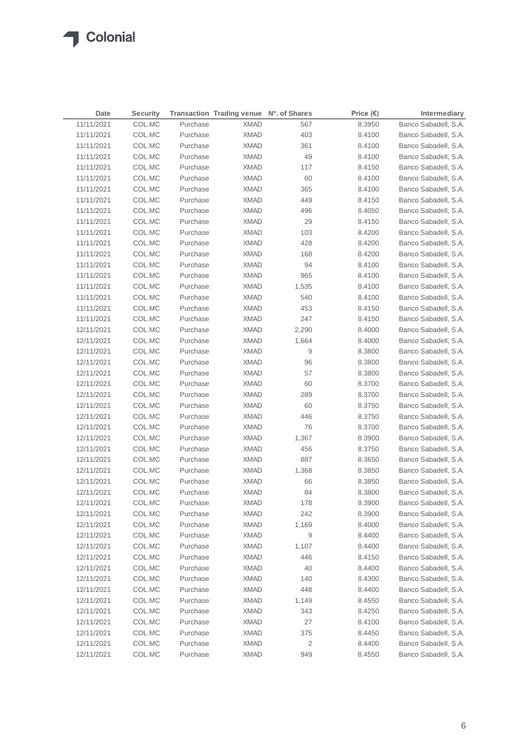| Date | Security | Transaction | Trading venue | Nº. of Shares | Price (€) | Intermediary |
|---|---|---|---|---|---|---|
| 11/11/2021 | COL.MC | Purchase | XMAD | 567 | 8.3950 | Banco Sabadell, S.A. |
| 11/11/2021 | COL.MC | Purchase | XMAD | 403 | 8.4100 | Banco Sabadell, S.A. |
| 11/11/2021 | COL.MC | Purchase | XMAD | 361 | 8.4100 | Banco Sabadell, S.A. |
| 11/11/2021 | COL.MC | Purchase | XMAD | 49 | 8.4100 | Banco Sabadell, S.A. |
| 11/11/2021 | COL.MC | Purchase | XMAD | 117 | 8.4150 | Banco Sabadell, S.A. |
| 11/11/2021 | COL.MC | Purchase | XMAD | 60 | 8.4100 | Banco Sabadell, S.A. |
| 11/11/2021 | COL.MC | Purchase | XMAD | 365 | 8.4100 | Banco Sabadell, S.A. |
| 11/11/2021 | COL.MC | Purchase | XMAD | 449 | 8.4150 | Banco Sabadell, S.A. |
| 11/11/2021 | COL.MC | Purchase | XMAD | 496 | 8.4050 | Banco Sabadell, S.A. |
| 11/11/2021 | COL.MC | Purchase | XMAD | 29 | 8.4150 | Banco Sabadell, S.A. |
| 11/11/2021 | COL.MC | Purchase | XMAD | 103 | 8.4200 | Banco Sabadell, S.A. |
| 11/11/2021 | COL.MC | Purchase | XMAD | 428 | 8.4200 | Banco Sabadell, S.A. |
| 11/11/2021 | COL.MC | Purchase | XMAD | 168 | 8.4200 | Banco Sabadell, S.A. |
| 11/11/2021 | COL.MC | Purchase | XMAD | 94 | 8.4100 | Banco Sabadell, S.A. |
| 11/11/2021 | COL.MC | Purchase | XMAD | 965 | 8.4100 | Banco Sabadell, S.A. |
| 11/11/2021 | COL.MC | Purchase | XMAD | 1,535 | 8.4100 | Banco Sabadell, S.A. |
| 11/11/2021 | COL.MC | Purchase | XMAD | 540 | 8.4100 | Banco Sabadell, S.A. |
| 11/11/2021 | COL.MC | Purchase | XMAD | 453 | 8.4150 | Banco Sabadell, S.A. |
| 11/11/2021 | COL.MC | Purchase | XMAD | 247 | 8.4150 | Banco Sabadell, S.A. |
| 12/11/2021 | COL.MC | Purchase | XMAD | 2,290 | 8.4000 | Banco Sabadell, S.A. |
| 12/11/2021 | COL.MC | Purchase | XMAD | 1,664 | 8.4000 | Banco Sabadell, S.A. |
| 12/11/2021 | COL.MC | Purchase | XMAD | 9 | 8.3800 | Banco Sabadell, S.A. |
| 12/11/2021 | COL.MC | Purchase | XMAD | 96 | 8.3800 | Banco Sabadell, S.A. |
| 12/11/2021 | COL.MC | Purchase | XMAD | 57 | 8.3800 | Banco Sabadell, S.A. |
| 12/11/2021 | COL.MC | Purchase | XMAD | 60 | 8.3700 | Banco Sabadell, S.A. |
| 12/11/2021 | COL.MC | Purchase | XMAD | 289 | 8.3700 | Banco Sabadell, S.A. |
| 12/11/2021 | COL.MC | Purchase | XMAD | 60 | 8.3750 | Banco Sabadell, S.A. |
| 12/11/2021 | COL.MC | Purchase | XMAD | 446 | 8.3750 | Banco Sabadell, S.A. |
| 12/11/2021 | COL.MC | Purchase | XMAD | 76 | 8.3700 | Banco Sabadell, S.A. |
| 12/11/2021 | COL.MC | Purchase | XMAD | 1,367 | 8.3900 | Banco Sabadell, S.A. |
| 12/11/2021 | COL.MC | Purchase | XMAD | 456 | 8.3750 | Banco Sabadell, S.A. |
| 12/11/2021 | COL.MC | Purchase | XMAD | 887 | 8.3650 | Banco Sabadell, S.A. |
| 12/11/2021 | COL.MC | Purchase | XMAD | 1,368 | 8.3850 | Banco Sabadell, S.A. |
| 12/11/2021 | COL.MC | Purchase | XMAD | 66 | 8.3850 | Banco Sabadell, S.A. |
| 12/11/2021 | COL.MC | Purchase | XMAD | 84 | 8.3800 | Banco Sabadell, S.A. |
| 12/11/2021 | COL.MC | Purchase | XMAD | 178 | 8.3900 | Banco Sabadell, S.A. |
| 12/11/2021 | COL.MC | Purchase | XMAD | 242 | 8.3900 | Banco Sabadell, S.A. |
| 12/11/2021 | COL.MC | Purchase | XMAD | 1,169 | 8.4000 | Banco Sabadell, S.A. |
| 12/11/2021 | COL.MC | Purchase | XMAD | 9 | 8.4400 | Banco Sabadell, S.A. |
| 12/11/2021 | COL.MC | Purchase | XMAD | 1,107 | 8.4400 | Banco Sabadell, S.A. |
| 12/11/2021 | COL.MC | Purchase | XMAD | 446 | 8.4150 | Banco Sabadell, S.A. |
| 12/11/2021 | COL.MC | Purchase | XMAD | 40 | 8.4400 | Banco Sabadell, S.A. |
| 12/11/2021 | COL.MC | Purchase | XMAD | 140 | 8.4300 | Banco Sabadell, S.A. |
| 12/11/2021 | COL.MC | Purchase | XMAD | 448 | 8.4400 | Banco Sabadell, S.A. |
| 12/11/2021 | COL.MC | Purchase | XMAD | 1,149 | 8.4550 | Banco Sabadell, S.A. |
| 12/11/2021 | COL.MC | Purchase | XMAD | 343 | 8.4250 | Banco Sabadell, S.A. |
| 12/11/2021 | COL.MC | Purchase | XMAD | 27 | 8.4100 | Banco Sabadell, S.A. |
| 12/11/2021 | COL.MC | Purchase | XMAD | 375 | 8.4450 | Banco Sabadell, S.A. |
| 12/11/2021 | COL.MC | Purchase | XMAD | 2 | 8.4400 | Banco Sabadell, S.A. |
| 12/11/2021 | COL.MC | Purchase | XMAD | 949 | 8.4550 | Banco Sabadell, S.A. |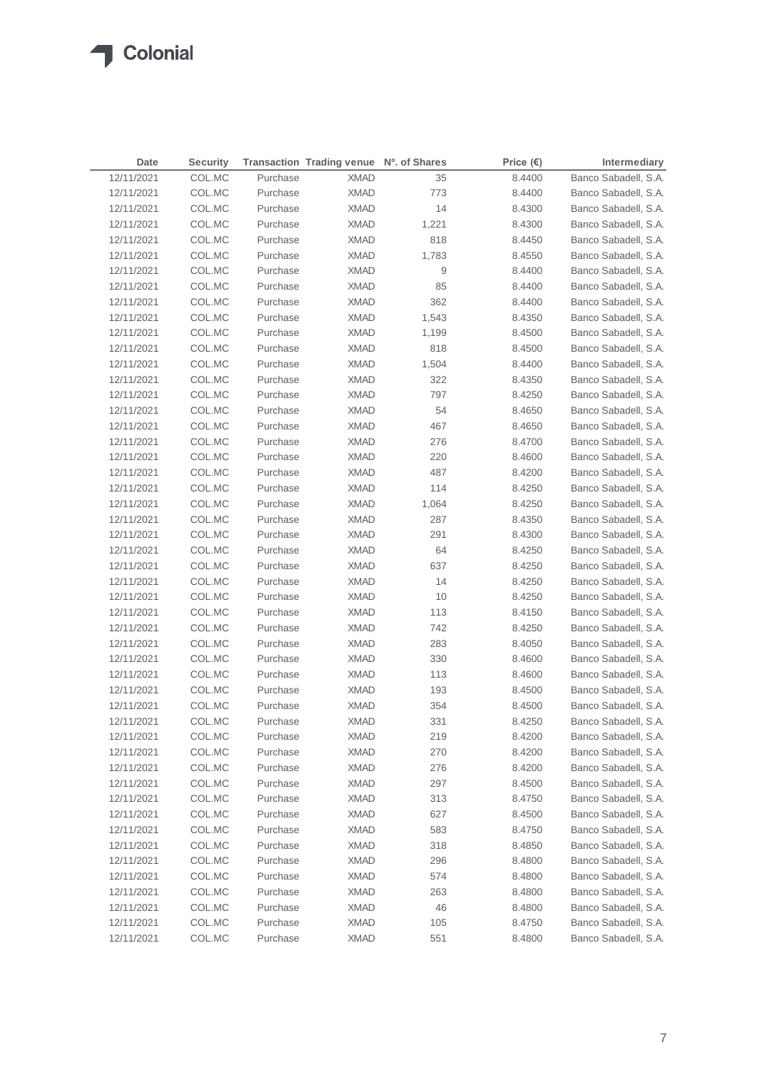| Date | Security | Transaction | Trading venue | Nº. of Shares | Price (€) | Intermediary |
|---|---|---|---|---|---|---|
| 12/11/2021 | COL.MC | Purchase | XMAD | 35 | 8.4400 | Banco Sabadell, S.A. |
| 12/11/2021 | COL.MC | Purchase | XMAD | 773 | 8.4400 | Banco Sabadell, S.A. |
| 12/11/2021 | COL.MC | Purchase | XMAD | 14 | 8.4300 | Banco Sabadell, S.A. |
| 12/11/2021 | COL.MC | Purchase | XMAD | 1,221 | 8.4300 | Banco Sabadell, S.A. |
| 12/11/2021 | COL.MC | Purchase | XMAD | 818 | 8.4450 | Banco Sabadell, S.A. |
| 12/11/2021 | COL.MC | Purchase | XMAD | 1,783 | 8.4550 | Banco Sabadell, S.A. |
| 12/11/2021 | COL.MC | Purchase | XMAD | 9 | 8.4400 | Banco Sabadell, S.A. |
| 12/11/2021 | COL.MC | Purchase | XMAD | 85 | 8.4400 | Banco Sabadell, S.A. |
| 12/11/2021 | COL.MC | Purchase | XMAD | 362 | 8.4400 | Banco Sabadell, S.A. |
| 12/11/2021 | COL.MC | Purchase | XMAD | 1,543 | 8.4350 | Banco Sabadell, S.A. |
| 12/11/2021 | COL.MC | Purchase | XMAD | 1,199 | 8.4500 | Banco Sabadell, S.A. |
| 12/11/2021 | COL.MC | Purchase | XMAD | 818 | 8.4500 | Banco Sabadell, S.A. |
| 12/11/2021 | COL.MC | Purchase | XMAD | 1,504 | 8.4400 | Banco Sabadell, S.A. |
| 12/11/2021 | COL.MC | Purchase | XMAD | 322 | 8.4350 | Banco Sabadell, S.A. |
| 12/11/2021 | COL.MC | Purchase | XMAD | 797 | 8.4250 | Banco Sabadell, S.A. |
| 12/11/2021 | COL.MC | Purchase | XMAD | 54 | 8.4650 | Banco Sabadell, S.A. |
| 12/11/2021 | COL.MC | Purchase | XMAD | 467 | 8.4650 | Banco Sabadell, S.A. |
| 12/11/2021 | COL.MC | Purchase | XMAD | 276 | 8.4700 | Banco Sabadell, S.A. |
| 12/11/2021 | COL.MC | Purchase | XMAD | 220 | 8.4600 | Banco Sabadell, S.A. |
| 12/11/2021 | COL.MC | Purchase | XMAD | 487 | 8.4200 | Banco Sabadell, S.A. |
| 12/11/2021 | COL.MC | Purchase | XMAD | 114 | 8.4250 | Banco Sabadell, S.A. |
| 12/11/2021 | COL.MC | Purchase | XMAD | 1,064 | 8.4250 | Banco Sabadell, S.A. |
| 12/11/2021 | COL.MC | Purchase | XMAD | 287 | 8.4350 | Banco Sabadell, S.A. |
| 12/11/2021 | COL.MC | Purchase | XMAD | 291 | 8.4300 | Banco Sabadell, S.A. |
| 12/11/2021 | COL.MC | Purchase | XMAD | 64 | 8.4250 | Banco Sabadell, S.A. |
| 12/11/2021 | COL.MC | Purchase | XMAD | 637 | 8.4250 | Banco Sabadell, S.A. |
| 12/11/2021 | COL.MC | Purchase | XMAD | 14 | 8.4250 | Banco Sabadell, S.A. |
| 12/11/2021 | COL.MC | Purchase | XMAD | 10 | 8.4250 | Banco Sabadell, S.A. |
| 12/11/2021 | COL.MC | Purchase | XMAD | 113 | 8.4150 | Banco Sabadell, S.A. |
| 12/11/2021 | COL.MC | Purchase | XMAD | 742 | 8.4250 | Banco Sabadell, S.A. |
| 12/11/2021 | COL.MC | Purchase | XMAD | 283 | 8.4050 | Banco Sabadell, S.A. |
| 12/11/2021 | COL.MC | Purchase | XMAD | 330 | 8.4600 | Banco Sabadell, S.A. |
| 12/11/2021 | COL.MC | Purchase | XMAD | 113 | 8.4600 | Banco Sabadell, S.A. |
| 12/11/2021 | COL.MC | Purchase | XMAD | 193 | 8.4500 | Banco Sabadell, S.A. |
| 12/11/2021 | COL.MC | Purchase | XMAD | 354 | 8.4500 | Banco Sabadell, S.A. |
| 12/11/2021 | COL.MC | Purchase | XMAD | 331 | 8.4250 | Banco Sabadell, S.A. |
| 12/11/2021 | COL.MC | Purchase | XMAD | 219 | 8.4200 | Banco Sabadell, S.A. |
| 12/11/2021 | COL.MC | Purchase | XMAD | 270 | 8.4200 | Banco Sabadell, S.A. |
| 12/11/2021 | COL.MC | Purchase | XMAD | 276 | 8.4200 | Banco Sabadell, S.A. |
| 12/11/2021 | COL.MC | Purchase | XMAD | 297 | 8.4500 | Banco Sabadell, S.A. |
| 12/11/2021 | COL.MC | Purchase | XMAD | 313 | 8.4750 | Banco Sabadell, S.A. |
| 12/11/2021 | COL.MC | Purchase | XMAD | 627 | 8.4500 | Banco Sabadell, S.A. |
| 12/11/2021 | COL.MC | Purchase | XMAD | 583 | 8.4750 | Banco Sabadell, S.A. |
| 12/11/2021 | COL.MC | Purchase | XMAD | 318 | 8.4850 | Banco Sabadell, S.A. |
| 12/11/2021 | COL.MC | Purchase | XMAD | 296 | 8.4800 | Banco Sabadell, S.A. |
| 12/11/2021 | COL.MC | Purchase | XMAD | 574 | 8.4800 | Banco Sabadell, S.A. |
| 12/11/2021 | COL.MC | Purchase | XMAD | 263 | 8.4800 | Banco Sabadell, S.A. |
| 12/11/2021 | COL.MC | Purchase | XMAD | 46 | 8.4800 | Banco Sabadell, S.A. |
| 12/11/2021 | COL.MC | Purchase | XMAD | 105 | 8.4750 | Banco Sabadell, S.A. |
| 12/11/2021 | COL.MC | Purchase | XMAD | 551 | 8.4800 | Banco Sabadell, S.A. |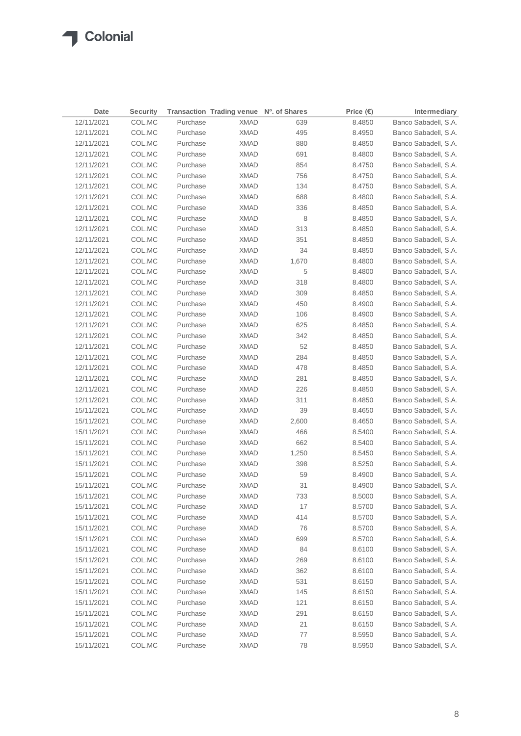| Date | Security | Transaction | Trading venue | Nº. of Shares | Price (€) | Intermediary |
|---|---|---|---|---|---|---|
| 12/11/2021 | COL.MC | Purchase | XMAD | 639 | 8.4850 | Banco Sabadell, S.A. |
| 12/11/2021 | COL.MC | Purchase | XMAD | 495 | 8.4950 | Banco Sabadell, S.A. |
| 12/11/2021 | COL.MC | Purchase | XMAD | 880 | 8.4850 | Banco Sabadell, S.A. |
| 12/11/2021 | COL.MC | Purchase | XMAD | 691 | 8.4800 | Banco Sabadell, S.A. |
| 12/11/2021 | COL.MC | Purchase | XMAD | 854 | 8.4750 | Banco Sabadell, S.A. |
| 12/11/2021 | COL.MC | Purchase | XMAD | 756 | 8.4750 | Banco Sabadell, S.A. |
| 12/11/2021 | COL.MC | Purchase | XMAD | 134 | 8.4750 | Banco Sabadell, S.A. |
| 12/11/2021 | COL.MC | Purchase | XMAD | 688 | 8.4800 | Banco Sabadell, S.A. |
| 12/11/2021 | COL.MC | Purchase | XMAD | 336 | 8.4850 | Banco Sabadell, S.A. |
| 12/11/2021 | COL.MC | Purchase | XMAD | 8 | 8.4850 | Banco Sabadell, S.A. |
| 12/11/2021 | COL.MC | Purchase | XMAD | 313 | 8.4850 | Banco Sabadell, S.A. |
| 12/11/2021 | COL.MC | Purchase | XMAD | 351 | 8.4850 | Banco Sabadell, S.A. |
| 12/11/2021 | COL.MC | Purchase | XMAD | 34 | 8.4850 | Banco Sabadell, S.A. |
| 12/11/2021 | COL.MC | Purchase | XMAD | 1,670 | 8.4800 | Banco Sabadell, S.A. |
| 12/11/2021 | COL.MC | Purchase | XMAD | 5 | 8.4800 | Banco Sabadell, S.A. |
| 12/11/2021 | COL.MC | Purchase | XMAD | 318 | 8.4800 | Banco Sabadell, S.A. |
| 12/11/2021 | COL.MC | Purchase | XMAD | 309 | 8.4850 | Banco Sabadell, S.A. |
| 12/11/2021 | COL.MC | Purchase | XMAD | 450 | 8.4900 | Banco Sabadell, S.A. |
| 12/11/2021 | COL.MC | Purchase | XMAD | 106 | 8.4900 | Banco Sabadell, S.A. |
| 12/11/2021 | COL.MC | Purchase | XMAD | 625 | 8.4850 | Banco Sabadell, S.A. |
| 12/11/2021 | COL.MC | Purchase | XMAD | 342 | 8.4850 | Banco Sabadell, S.A. |
| 12/11/2021 | COL.MC | Purchase | XMAD | 52 | 8.4850 | Banco Sabadell, S.A. |
| 12/11/2021 | COL.MC | Purchase | XMAD | 284 | 8.4850 | Banco Sabadell, S.A. |
| 12/11/2021 | COL.MC | Purchase | XMAD | 478 | 8.4850 | Banco Sabadell, S.A. |
| 12/11/2021 | COL.MC | Purchase | XMAD | 281 | 8.4850 | Banco Sabadell, S.A. |
| 12/11/2021 | COL.MC | Purchase | XMAD | 226 | 8.4850 | Banco Sabadell, S.A. |
| 12/11/2021 | COL.MC | Purchase | XMAD | 311 | 8.4850 | Banco Sabadell, S.A. |
| 15/11/2021 | COL.MC | Purchase | XMAD | 39 | 8.4650 | Banco Sabadell, S.A. |
| 15/11/2021 | COL.MC | Purchase | XMAD | 2,600 | 8.4650 | Banco Sabadell, S.A. |
| 15/11/2021 | COL.MC | Purchase | XMAD | 466 | 8.5400 | Banco Sabadell, S.A. |
| 15/11/2021 | COL.MC | Purchase | XMAD | 662 | 8.5400 | Banco Sabadell, S.A. |
| 15/11/2021 | COL.MC | Purchase | XMAD | 1,250 | 8.5450 | Banco Sabadell, S.A. |
| 15/11/2021 | COL.MC | Purchase | XMAD | 398 | 8.5250 | Banco Sabadell, S.A. |
| 15/11/2021 | COL.MC | Purchase | XMAD | 59 | 8.4900 | Banco Sabadell, S.A. |
| 15/11/2021 | COL.MC | Purchase | XMAD | 31 | 8.4900 | Banco Sabadell, S.A. |
| 15/11/2021 | COL.MC | Purchase | XMAD | 733 | 8.5000 | Banco Sabadell, S.A. |
| 15/11/2021 | COL.MC | Purchase | XMAD | 17 | 8.5700 | Banco Sabadell, S.A. |
| 15/11/2021 | COL.MC | Purchase | XMAD | 414 | 8.5700 | Banco Sabadell, S.A. |
| 15/11/2021 | COL.MC | Purchase | XMAD | 76 | 8.5700 | Banco Sabadell, S.A. |
| 15/11/2021 | COL.MC | Purchase | XMAD | 699 | 8.5700 | Banco Sabadell, S.A. |
| 15/11/2021 | COL.MC | Purchase | XMAD | 84 | 8.6100 | Banco Sabadell, S.A. |
| 15/11/2021 | COL.MC | Purchase | XMAD | 269 | 8.6100 | Banco Sabadell, S.A. |
| 15/11/2021 | COL.MC | Purchase | XMAD | 362 | 8.6100 | Banco Sabadell, S.A. |
| 15/11/2021 | COL.MC | Purchase | XMAD | 531 | 8.6150 | Banco Sabadell, S.A. |
| 15/11/2021 | COL.MC | Purchase | XMAD | 145 | 8.6150 | Banco Sabadell, S.A. |
| 15/11/2021 | COL.MC | Purchase | XMAD | 121 | 8.6150 | Banco Sabadell, S.A. |
| 15/11/2021 | COL.MC | Purchase | XMAD | 291 | 8.6150 | Banco Sabadell, S.A. |
| 15/11/2021 | COL.MC | Purchase | XMAD | 21 | 8.6150 | Banco Sabadell, S.A. |
| 15/11/2021 | COL.MC | Purchase | XMAD | 77 | 8.5950 | Banco Sabadell, S.A. |
| 15/11/2021 | COL.MC | Purchase | XMAD | 78 | 8.5950 | Banco Sabadell, S.A. |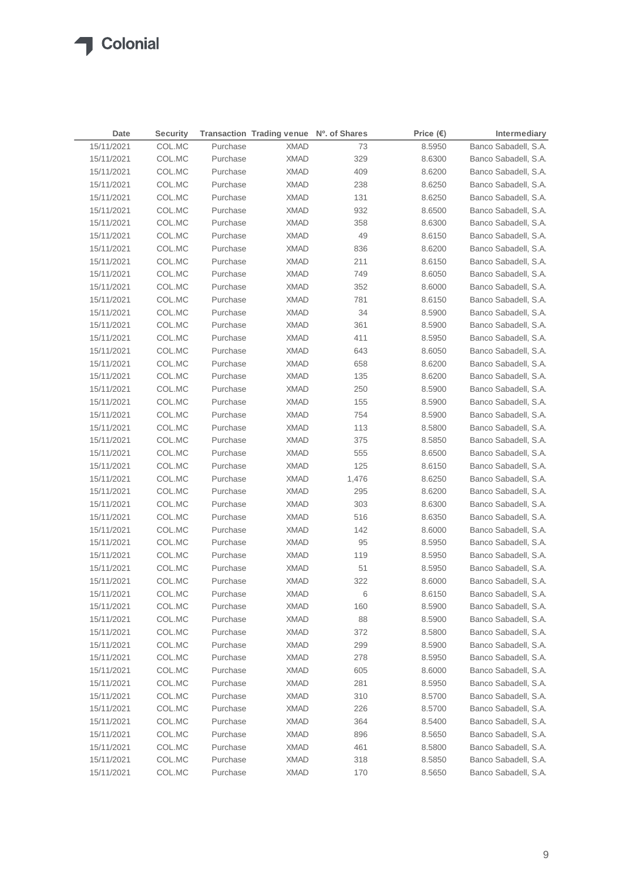| Date | Security | Transaction | Trading venue | Nº. of Shares | Price (€) | Intermediary |
|---|---|---|---|---|---|---|
| 15/11/2021 | COL.MC | Purchase | XMAD | 73 | 8.5950 | Banco Sabadell, S.A. |
| 15/11/2021 | COL.MC | Purchase | XMAD | 329 | 8.6300 | Banco Sabadell, S.A. |
| 15/11/2021 | COL.MC | Purchase | XMAD | 409 | 8.6200 | Banco Sabadell, S.A. |
| 15/11/2021 | COL.MC | Purchase | XMAD | 238 | 8.6250 | Banco Sabadell, S.A. |
| 15/11/2021 | COL.MC | Purchase | XMAD | 131 | 8.6250 | Banco Sabadell, S.A. |
| 15/11/2021 | COL.MC | Purchase | XMAD | 932 | 8.6500 | Banco Sabadell, S.A. |
| 15/11/2021 | COL.MC | Purchase | XMAD | 358 | 8.6300 | Banco Sabadell, S.A. |
| 15/11/2021 | COL.MC | Purchase | XMAD | 49 | 8.6150 | Banco Sabadell, S.A. |
| 15/11/2021 | COL.MC | Purchase | XMAD | 836 | 8.6200 | Banco Sabadell, S.A. |
| 15/11/2021 | COL.MC | Purchase | XMAD | 211 | 8.6150 | Banco Sabadell, S.A. |
| 15/11/2021 | COL.MC | Purchase | XMAD | 749 | 8.6050 | Banco Sabadell, S.A. |
| 15/11/2021 | COL.MC | Purchase | XMAD | 352 | 8.6000 | Banco Sabadell, S.A. |
| 15/11/2021 | COL.MC | Purchase | XMAD | 781 | 8.6150 | Banco Sabadell, S.A. |
| 15/11/2021 | COL.MC | Purchase | XMAD | 34 | 8.5900 | Banco Sabadell, S.A. |
| 15/11/2021 | COL.MC | Purchase | XMAD | 361 | 8.5900 | Banco Sabadell, S.A. |
| 15/11/2021 | COL.MC | Purchase | XMAD | 411 | 8.5950 | Banco Sabadell, S.A. |
| 15/11/2021 | COL.MC | Purchase | XMAD | 643 | 8.6050 | Banco Sabadell, S.A. |
| 15/11/2021 | COL.MC | Purchase | XMAD | 658 | 8.6200 | Banco Sabadell, S.A. |
| 15/11/2021 | COL.MC | Purchase | XMAD | 135 | 8.6200 | Banco Sabadell, S.A. |
| 15/11/2021 | COL.MC | Purchase | XMAD | 250 | 8.5900 | Banco Sabadell, S.A. |
| 15/11/2021 | COL.MC | Purchase | XMAD | 155 | 8.5900 | Banco Sabadell, S.A. |
| 15/11/2021 | COL.MC | Purchase | XMAD | 754 | 8.5900 | Banco Sabadell, S.A. |
| 15/11/2021 | COL.MC | Purchase | XMAD | 113 | 8.5800 | Banco Sabadell, S.A. |
| 15/11/2021 | COL.MC | Purchase | XMAD | 375 | 8.5850 | Banco Sabadell, S.A. |
| 15/11/2021 | COL.MC | Purchase | XMAD | 555 | 8.6500 | Banco Sabadell, S.A. |
| 15/11/2021 | COL.MC | Purchase | XMAD | 125 | 8.6150 | Banco Sabadell, S.A. |
| 15/11/2021 | COL.MC | Purchase | XMAD | 1,476 | 8.6250 | Banco Sabadell, S.A. |
| 15/11/2021 | COL.MC | Purchase | XMAD | 295 | 8.6200 | Banco Sabadell, S.A. |
| 15/11/2021 | COL.MC | Purchase | XMAD | 303 | 8.6300 | Banco Sabadell, S.A. |
| 15/11/2021 | COL.MC | Purchase | XMAD | 516 | 8.6350 | Banco Sabadell, S.A. |
| 15/11/2021 | COL.MC | Purchase | XMAD | 142 | 8.6000 | Banco Sabadell, S.A. |
| 15/11/2021 | COL.MC | Purchase | XMAD | 95 | 8.5950 | Banco Sabadell, S.A. |
| 15/11/2021 | COL.MC | Purchase | XMAD | 119 | 8.5950 | Banco Sabadell, S.A. |
| 15/11/2021 | COL.MC | Purchase | XMAD | 51 | 8.5950 | Banco Sabadell, S.A. |
| 15/11/2021 | COL.MC | Purchase | XMAD | 322 | 8.6000 | Banco Sabadell, S.A. |
| 15/11/2021 | COL.MC | Purchase | XMAD | 6 | 8.6150 | Banco Sabadell, S.A. |
| 15/11/2021 | COL.MC | Purchase | XMAD | 160 | 8.5900 | Banco Sabadell, S.A. |
| 15/11/2021 | COL.MC | Purchase | XMAD | 88 | 8.5900 | Banco Sabadell, S.A. |
| 15/11/2021 | COL.MC | Purchase | XMAD | 372 | 8.5800 | Banco Sabadell, S.A. |
| 15/11/2021 | COL.MC | Purchase | XMAD | 299 | 8.5900 | Banco Sabadell, S.A. |
| 15/11/2021 | COL.MC | Purchase | XMAD | 278 | 8.5950 | Banco Sabadell, S.A. |
| 15/11/2021 | COL.MC | Purchase | XMAD | 605 | 8.6000 | Banco Sabadell, S.A. |
| 15/11/2021 | COL.MC | Purchase | XMAD | 281 | 8.5950 | Banco Sabadell, S.A. |
| 15/11/2021 | COL.MC | Purchase | XMAD | 310 | 8.5700 | Banco Sabadell, S.A. |
| 15/11/2021 | COL.MC | Purchase | XMAD | 226 | 8.5700 | Banco Sabadell, S.A. |
| 15/11/2021 | COL.MC | Purchase | XMAD | 364 | 8.5400 | Banco Sabadell, S.A. |
| 15/11/2021 | COL.MC | Purchase | XMAD | 896 | 8.5650 | Banco Sabadell, S.A. |
| 15/11/2021 | COL.MC | Purchase | XMAD | 461 | 8.5800 | Banco Sabadell, S.A. |
| 15/11/2021 | COL.MC | Purchase | XMAD | 318 | 8.5850 | Banco Sabadell, S.A. |
| 15/11/2021 | COL.MC | Purchase | XMAD | 170 | 8.5650 | Banco Sabadell, S.A. |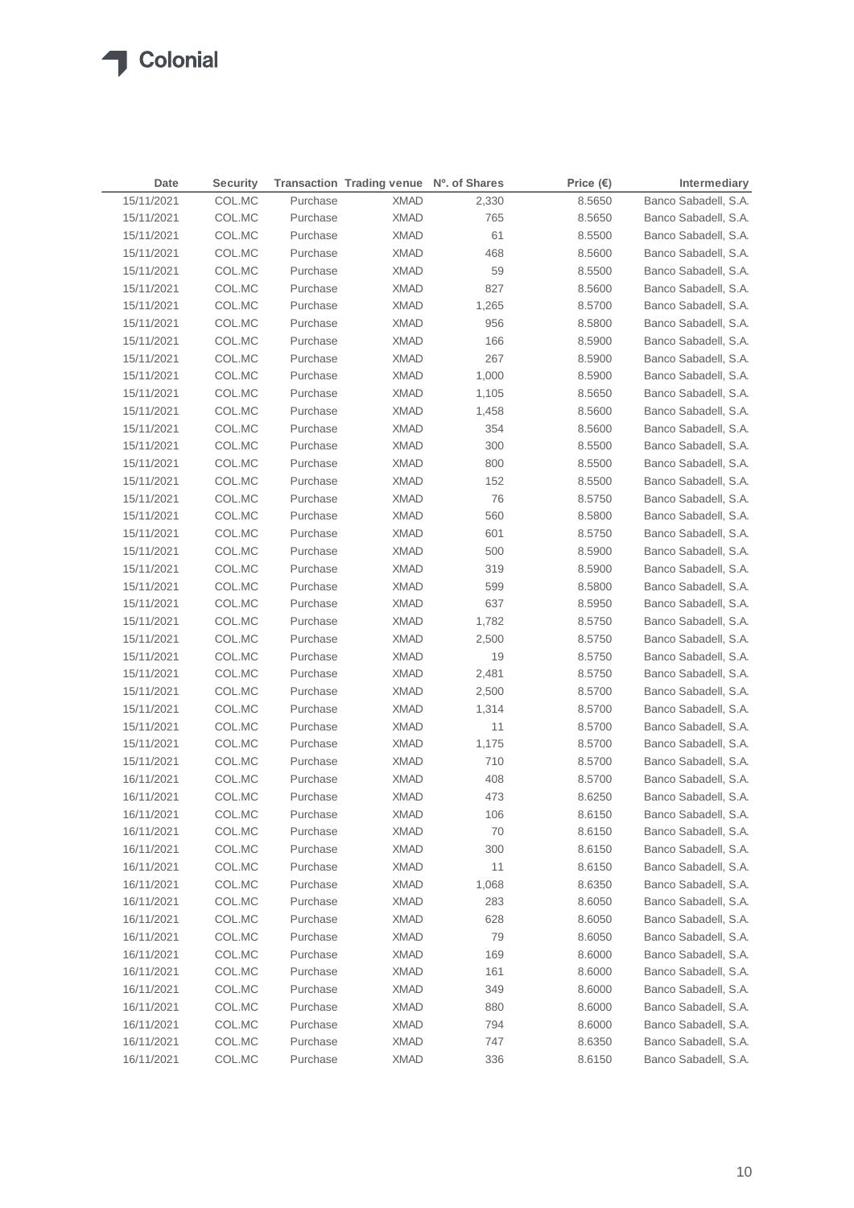| Date | Security | Transaction | Trading venue | Nº. of Shares | Price (€) | Intermediary |
|---|---|---|---|---|---|---|
| 15/11/2021 | COL.MC | Purchase | XMAD | 2,330 | 8.5650 | Banco Sabadell, S.A. |
| 15/11/2021 | COL.MC | Purchase | XMAD | 765 | 8.5650 | Banco Sabadell, S.A. |
| 15/11/2021 | COL.MC | Purchase | XMAD | 61 | 8.5500 | Banco Sabadell, S.A. |
| 15/11/2021 | COL.MC | Purchase | XMAD | 468 | 8.5600 | Banco Sabadell, S.A. |
| 15/11/2021 | COL.MC | Purchase | XMAD | 59 | 8.5500 | Banco Sabadell, S.A. |
| 15/11/2021 | COL.MC | Purchase | XMAD | 827 | 8.5600 | Banco Sabadell, S.A. |
| 15/11/2021 | COL.MC | Purchase | XMAD | 1,265 | 8.5700 | Banco Sabadell, S.A. |
| 15/11/2021 | COL.MC | Purchase | XMAD | 956 | 8.5800 | Banco Sabadell, S.A. |
| 15/11/2021 | COL.MC | Purchase | XMAD | 166 | 8.5900 | Banco Sabadell, S.A. |
| 15/11/2021 | COL.MC | Purchase | XMAD | 267 | 8.5900 | Banco Sabadell, S.A. |
| 15/11/2021 | COL.MC | Purchase | XMAD | 1,000 | 8.5900 | Banco Sabadell, S.A. |
| 15/11/2021 | COL.MC | Purchase | XMAD | 1,105 | 8.5650 | Banco Sabadell, S.A. |
| 15/11/2021 | COL.MC | Purchase | XMAD | 1,458 | 8.5600 | Banco Sabadell, S.A. |
| 15/11/2021 | COL.MC | Purchase | XMAD | 354 | 8.5600 | Banco Sabadell, S.A. |
| 15/11/2021 | COL.MC | Purchase | XMAD | 300 | 8.5500 | Banco Sabadell, S.A. |
| 15/11/2021 | COL.MC | Purchase | XMAD | 800 | 8.5500 | Banco Sabadell, S.A. |
| 15/11/2021 | COL.MC | Purchase | XMAD | 152 | 8.5500 | Banco Sabadell, S.A. |
| 15/11/2021 | COL.MC | Purchase | XMAD | 76 | 8.5750 | Banco Sabadell, S.A. |
| 15/11/2021 | COL.MC | Purchase | XMAD | 560 | 8.5800 | Banco Sabadell, S.A. |
| 15/11/2021 | COL.MC | Purchase | XMAD | 601 | 8.5750 | Banco Sabadell, S.A. |
| 15/11/2021 | COL.MC | Purchase | XMAD | 500 | 8.5900 | Banco Sabadell, S.A. |
| 15/11/2021 | COL.MC | Purchase | XMAD | 319 | 8.5900 | Banco Sabadell, S.A. |
| 15/11/2021 | COL.MC | Purchase | XMAD | 599 | 8.5800 | Banco Sabadell, S.A. |
| 15/11/2021 | COL.MC | Purchase | XMAD | 637 | 8.5950 | Banco Sabadell, S.A. |
| 15/11/2021 | COL.MC | Purchase | XMAD | 1,782 | 8.5750 | Banco Sabadell, S.A. |
| 15/11/2021 | COL.MC | Purchase | XMAD | 2,500 | 8.5750 | Banco Sabadell, S.A. |
| 15/11/2021 | COL.MC | Purchase | XMAD | 19 | 8.5750 | Banco Sabadell, S.A. |
| 15/11/2021 | COL.MC | Purchase | XMAD | 2,481 | 8.5750 | Banco Sabadell, S.A. |
| 15/11/2021 | COL.MC | Purchase | XMAD | 2,500 | 8.5700 | Banco Sabadell, S.A. |
| 15/11/2021 | COL.MC | Purchase | XMAD | 1,314 | 8.5700 | Banco Sabadell, S.A. |
| 15/11/2021 | COL.MC | Purchase | XMAD | 11 | 8.5700 | Banco Sabadell, S.A. |
| 15/11/2021 | COL.MC | Purchase | XMAD | 1,175 | 8.5700 | Banco Sabadell, S.A. |
| 15/11/2021 | COL.MC | Purchase | XMAD | 710 | 8.5700 | Banco Sabadell, S.A. |
| 16/11/2021 | COL.MC | Purchase | XMAD | 408 | 8.5700 | Banco Sabadell, S.A. |
| 16/11/2021 | COL.MC | Purchase | XMAD | 473 | 8.6250 | Banco Sabadell, S.A. |
| 16/11/2021 | COL.MC | Purchase | XMAD | 106 | 8.6150 | Banco Sabadell, S.A. |
| 16/11/2021 | COL.MC | Purchase | XMAD | 70 | 8.6150 | Banco Sabadell, S.A. |
| 16/11/2021 | COL.MC | Purchase | XMAD | 300 | 8.6150 | Banco Sabadell, S.A. |
| 16/11/2021 | COL.MC | Purchase | XMAD | 11 | 8.6150 | Banco Sabadell, S.A. |
| 16/11/2021 | COL.MC | Purchase | XMAD | 1,068 | 8.6350 | Banco Sabadell, S.A. |
| 16/11/2021 | COL.MC | Purchase | XMAD | 283 | 8.6050 | Banco Sabadell, S.A. |
| 16/11/2021 | COL.MC | Purchase | XMAD | 628 | 8.6050 | Banco Sabadell, S.A. |
| 16/11/2021 | COL.MC | Purchase | XMAD | 79 | 8.6050 | Banco Sabadell, S.A. |
| 16/11/2021 | COL.MC | Purchase | XMAD | 169 | 8.6000 | Banco Sabadell, S.A. |
| 16/11/2021 | COL.MC | Purchase | XMAD | 161 | 8.6000 | Banco Sabadell, S.A. |
| 16/11/2021 | COL.MC | Purchase | XMAD | 349 | 8.6000 | Banco Sabadell, S.A. |
| 16/11/2021 | COL.MC | Purchase | XMAD | 880 | 8.6000 | Banco Sabadell, S.A. |
| 16/11/2021 | COL.MC | Purchase | XMAD | 794 | 8.6000 | Banco Sabadell, S.A. |
| 16/11/2021 | COL.MC | Purchase | XMAD | 747 | 8.6350 | Banco Sabadell, S.A. |
| 16/11/2021 | COL.MC | Purchase | XMAD | 336 | 8.6150 | Banco Sabadell, S.A. |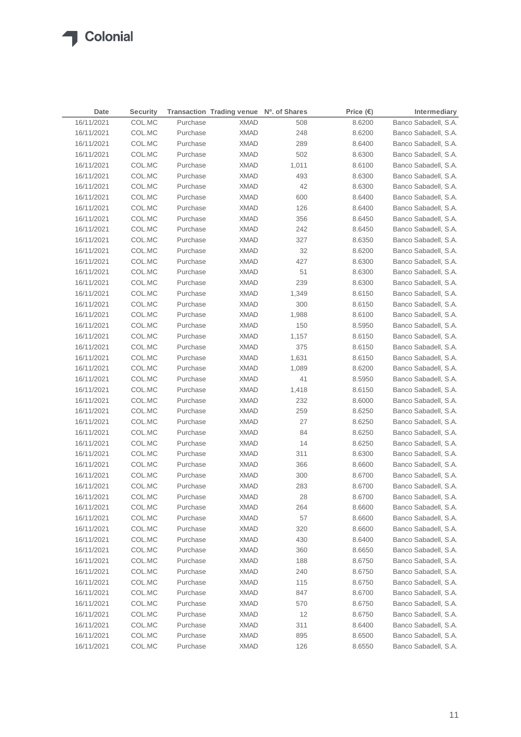| Date | Security | Transaction | Trading venue | Nº. of Shares | Price (€) | Intermediary |
|---|---|---|---|---|---|---|
| 16/11/2021 | COL.MC | Purchase | XMAD | 508 | 8.6200 | Banco Sabadell, S.A. |
| 16/11/2021 | COL.MC | Purchase | XMAD | 248 | 8.6200 | Banco Sabadell, S.A. |
| 16/11/2021 | COL.MC | Purchase | XMAD | 289 | 8.6400 | Banco Sabadell, S.A. |
| 16/11/2021 | COL.MC | Purchase | XMAD | 502 | 8.6300 | Banco Sabadell, S.A. |
| 16/11/2021 | COL.MC | Purchase | XMAD | 1,011 | 8.6100 | Banco Sabadell, S.A. |
| 16/11/2021 | COL.MC | Purchase | XMAD | 493 | 8.6300 | Banco Sabadell, S.A. |
| 16/11/2021 | COL.MC | Purchase | XMAD | 42 | 8.6300 | Banco Sabadell, S.A. |
| 16/11/2021 | COL.MC | Purchase | XMAD | 600 | 8.6400 | Banco Sabadell, S.A. |
| 16/11/2021 | COL.MC | Purchase | XMAD | 126 | 8.6400 | Banco Sabadell, S.A. |
| 16/11/2021 | COL.MC | Purchase | XMAD | 356 | 8.6450 | Banco Sabadell, S.A. |
| 16/11/2021 | COL.MC | Purchase | XMAD | 242 | 8.6450 | Banco Sabadell, S.A. |
| 16/11/2021 | COL.MC | Purchase | XMAD | 327 | 8.6350 | Banco Sabadell, S.A. |
| 16/11/2021 | COL.MC | Purchase | XMAD | 32 | 8.6200 | Banco Sabadell, S.A. |
| 16/11/2021 | COL.MC | Purchase | XMAD | 427 | 8.6300 | Banco Sabadell, S.A. |
| 16/11/2021 | COL.MC | Purchase | XMAD | 51 | 8.6300 | Banco Sabadell, S.A. |
| 16/11/2021 | COL.MC | Purchase | XMAD | 239 | 8.6300 | Banco Sabadell, S.A. |
| 16/11/2021 | COL.MC | Purchase | XMAD | 1,349 | 8.6150 | Banco Sabadell, S.A. |
| 16/11/2021 | COL.MC | Purchase | XMAD | 300 | 8.6150 | Banco Sabadell, S.A. |
| 16/11/2021 | COL.MC | Purchase | XMAD | 1,988 | 8.6100 | Banco Sabadell, S.A. |
| 16/11/2021 | COL.MC | Purchase | XMAD | 150 | 8.5950 | Banco Sabadell, S.A. |
| 16/11/2021 | COL.MC | Purchase | XMAD | 1,157 | 8.6150 | Banco Sabadell, S.A. |
| 16/11/2021 | COL.MC | Purchase | XMAD | 375 | 8.6150 | Banco Sabadell, S.A. |
| 16/11/2021 | COL.MC | Purchase | XMAD | 1,631 | 8.6150 | Banco Sabadell, S.A. |
| 16/11/2021 | COL.MC | Purchase | XMAD | 1,089 | 8.6200 | Banco Sabadell, S.A. |
| 16/11/2021 | COL.MC | Purchase | XMAD | 41 | 8.5950 | Banco Sabadell, S.A. |
| 16/11/2021 | COL.MC | Purchase | XMAD | 1,418 | 8.6150 | Banco Sabadell, S.A. |
| 16/11/2021 | COL.MC | Purchase | XMAD | 232 | 8.6000 | Banco Sabadell, S.A. |
| 16/11/2021 | COL.MC | Purchase | XMAD | 259 | 8.6250 | Banco Sabadell, S.A. |
| 16/11/2021 | COL.MC | Purchase | XMAD | 27 | 8.6250 | Banco Sabadell, S.A. |
| 16/11/2021 | COL.MC | Purchase | XMAD | 84 | 8.6250 | Banco Sabadell, S.A. |
| 16/11/2021 | COL.MC | Purchase | XMAD | 14 | 8.6250 | Banco Sabadell, S.A. |
| 16/11/2021 | COL.MC | Purchase | XMAD | 311 | 8.6300 | Banco Sabadell, S.A. |
| 16/11/2021 | COL.MC | Purchase | XMAD | 366 | 8.6600 | Banco Sabadell, S.A. |
| 16/11/2021 | COL.MC | Purchase | XMAD | 300 | 8.6700 | Banco Sabadell, S.A. |
| 16/11/2021 | COL.MC | Purchase | XMAD | 283 | 8.6700 | Banco Sabadell, S.A. |
| 16/11/2021 | COL.MC | Purchase | XMAD | 28 | 8.6700 | Banco Sabadell, S.A. |
| 16/11/2021 | COL.MC | Purchase | XMAD | 264 | 8.6600 | Banco Sabadell, S.A. |
| 16/11/2021 | COL.MC | Purchase | XMAD | 57 | 8.6600 | Banco Sabadell, S.A. |
| 16/11/2021 | COL.MC | Purchase | XMAD | 320 | 8.6600 | Banco Sabadell, S.A. |
| 16/11/2021 | COL.MC | Purchase | XMAD | 430 | 8.6400 | Banco Sabadell, S.A. |
| 16/11/2021 | COL.MC | Purchase | XMAD | 360 | 8.6650 | Banco Sabadell, S.A. |
| 16/11/2021 | COL.MC | Purchase | XMAD | 188 | 8.6750 | Banco Sabadell, S.A. |
| 16/11/2021 | COL.MC | Purchase | XMAD | 240 | 8.6750 | Banco Sabadell, S.A. |
| 16/11/2021 | COL.MC | Purchase | XMAD | 115 | 8.6750 | Banco Sabadell, S.A. |
| 16/11/2021 | COL.MC | Purchase | XMAD | 847 | 8.6700 | Banco Sabadell, S.A. |
| 16/11/2021 | COL.MC | Purchase | XMAD | 570 | 8.6750 | Banco Sabadell, S.A. |
| 16/11/2021 | COL.MC | Purchase | XMAD | 12 | 8.6750 | Banco Sabadell, S.A. |
| 16/11/2021 | COL.MC | Purchase | XMAD | 311 | 8.6400 | Banco Sabadell, S.A. |
| 16/11/2021 | COL.MC | Purchase | XMAD | 895 | 8.6500 | Banco Sabadell, S.A. |
| 16/11/2021 | COL.MC | Purchase | XMAD | 126 | 8.6550 | Banco Sabadell, S.A. |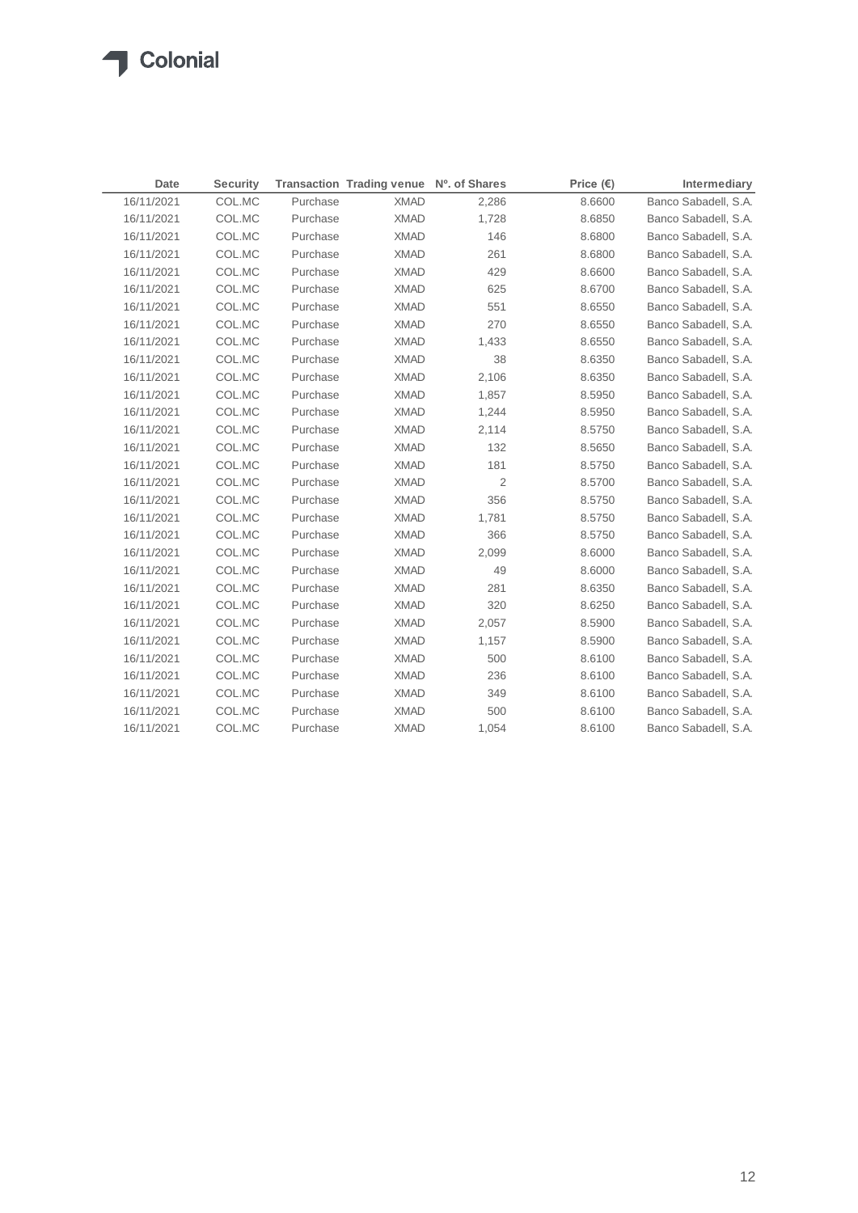| Date | Security | Transaction | Trading venue | Nº. of Shares | Price (€) | Intermediary |
|---|---|---|---|---|---|---|
| 16/11/2021 | COL.MC | Purchase | XMAD | 2,286 | 8.6600 | Banco Sabadell, S.A. |
| 16/11/2021 | COL.MC | Purchase | XMAD | 1,728 | 8.6850 | Banco Sabadell, S.A. |
| 16/11/2021 | COL.MC | Purchase | XMAD | 146 | 8.6800 | Banco Sabadell, S.A. |
| 16/11/2021 | COL.MC | Purchase | XMAD | 261 | 8.6800 | Banco Sabadell, S.A. |
| 16/11/2021 | COL.MC | Purchase | XMAD | 429 | 8.6600 | Banco Sabadell, S.A. |
| 16/11/2021 | COL.MC | Purchase | XMAD | 625 | 8.6700 | Banco Sabadell, S.A. |
| 16/11/2021 | COL.MC | Purchase | XMAD | 551 | 8.6550 | Banco Sabadell, S.A. |
| 16/11/2021 | COL.MC | Purchase | XMAD | 270 | 8.6550 | Banco Sabadell, S.A. |
| 16/11/2021 | COL.MC | Purchase | XMAD | 1,433 | 8.6550 | Banco Sabadell, S.A. |
| 16/11/2021 | COL.MC | Purchase | XMAD | 38 | 8.6350 | Banco Sabadell, S.A. |
| 16/11/2021 | COL.MC | Purchase | XMAD | 2,106 | 8.6350 | Banco Sabadell, S.A. |
| 16/11/2021 | COL.MC | Purchase | XMAD | 1,857 | 8.5950 | Banco Sabadell, S.A. |
| 16/11/2021 | COL.MC | Purchase | XMAD | 1,244 | 8.5950 | Banco Sabadell, S.A. |
| 16/11/2021 | COL.MC | Purchase | XMAD | 2,114 | 8.5750 | Banco Sabadell, S.A. |
| 16/11/2021 | COL.MC | Purchase | XMAD | 132 | 8.5650 | Banco Sabadell, S.A. |
| 16/11/2021 | COL.MC | Purchase | XMAD | 181 | 8.5750 | Banco Sabadell, S.A. |
| 16/11/2021 | COL.MC | Purchase | XMAD | 2 | 8.5700 | Banco Sabadell, S.A. |
| 16/11/2021 | COL.MC | Purchase | XMAD | 356 | 8.5750 | Banco Sabadell, S.A. |
| 16/11/2021 | COL.MC | Purchase | XMAD | 1,781 | 8.5750 | Banco Sabadell, S.A. |
| 16/11/2021 | COL.MC | Purchase | XMAD | 366 | 8.5750 | Banco Sabadell, S.A. |
| 16/11/2021 | COL.MC | Purchase | XMAD | 2,099 | 8.6000 | Banco Sabadell, S.A. |
| 16/11/2021 | COL.MC | Purchase | XMAD | 49 | 8.6000 | Banco Sabadell, S.A. |
| 16/11/2021 | COL.MC | Purchase | XMAD | 281 | 8.6350 | Banco Sabadell, S.A. |
| 16/11/2021 | COL.MC | Purchase | XMAD | 320 | 8.6250 | Banco Sabadell, S.A. |
| 16/11/2021 | COL.MC | Purchase | XMAD | 2,057 | 8.5900 | Banco Sabadell, S.A. |
| 16/11/2021 | COL.MC | Purchase | XMAD | 1,157 | 8.5900 | Banco Sabadell, S.A. |
| 16/11/2021 | COL.MC | Purchase | XMAD | 500 | 8.6100 | Banco Sabadell, S.A. |
| 16/11/2021 | COL.MC | Purchase | XMAD | 236 | 8.6100 | Banco Sabadell, S.A. |
| 16/11/2021 | COL.MC | Purchase | XMAD | 349 | 8.6100 | Banco Sabadell, S.A. |
| 16/11/2021 | COL.MC | Purchase | XMAD | 500 | 8.6100 | Banco Sabadell, S.A. |
| 16/11/2021 | COL.MC | Purchase | XMAD | 1,054 | 8.6100 | Banco Sabadell, S.A. |